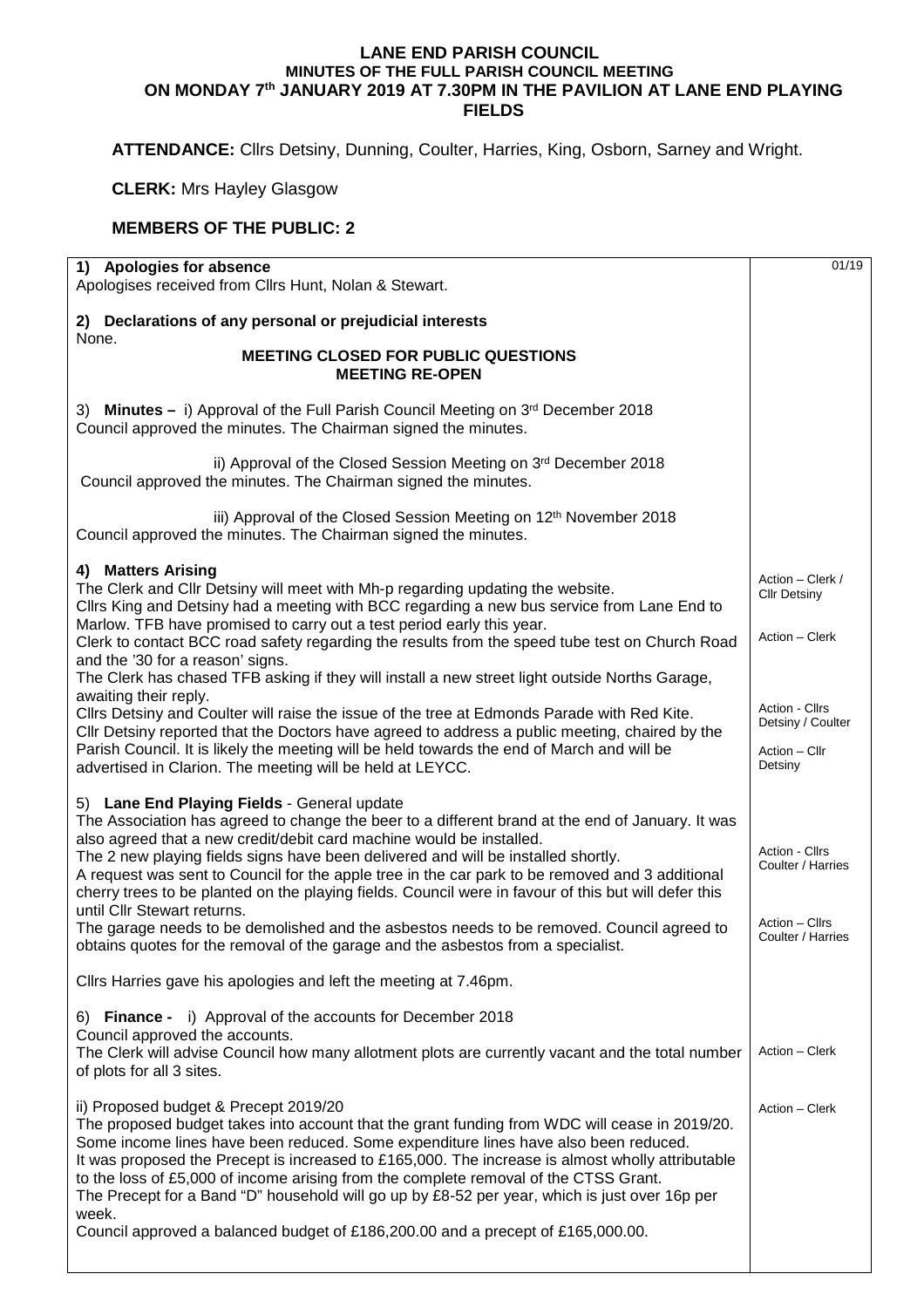# LANE END PARISH COUNCIL
## MINUTES OF THE FULL PARISH COUNCIL MEETING ON MONDAY 7th JANUARY 2019 AT 7.30PM IN THE PAVILION AT LANE END PLAYING FIELDS

**ATTENDANCE:** Cllrs Detsiny, Dunning, Coulter, Harries, King, Osborn, Sarney and Wright.

**CLERK:** Mrs Hayley Glasgow

**MEMBERS OF THE PUBLIC: 2**

| | 01/19 |
|---|---|
| **1) Apologies for absence**<br>Apologises received from Cllrs Hunt, Nolan & Stewart. | |
| **2) Declarations of any personal or prejudicial interests**<br>None.<br>**MEETING CLOSED FOR PUBLIC QUESTIONS**<br>**MEETING RE-OPEN** | |
| 3) **Minutes –** i) Approval of the Full Parish Council Meeting on 3rd December 2018<br>Council approved the minutes. The Chairman signed the minutes.<br><br>ii) Approval of the Closed Session Meeting on 3rd December 2018<br>Council approved the minutes. The Chairman signed the minutes.<br><br>iii) Approval of the Closed Session Meeting on 12th November 2018<br>Council approved the minutes. The Chairman signed the minutes. | |
| **4) Matters Arising**<br>The Clerk and Cllr Detsiny will meet with Mh-p regarding updating the website. | Action – Clerk / Cllr Detsiny |
| Cllrs King and Detsiny had a meeting with BCC regarding a new bus service from Lane End to Marlow. TFB have promised to carry out a test period early this year.<br>Clerk to contact BCC road safety regarding the results from the speed tube test on Church Road and the '30 for a reason' signs. | Action – Clerk |
| The Clerk has chased TFB asking if they will install a new street light outside Norths Garage, awaiting their reply.<br>Cllrs Detsiny and Coulter will raise the issue of the tree at Edmonds Parade with Red Kite. | Action - Cllrs Detsiny / Coulter |
| Cllr Detsiny reported that the Doctors have agreed to address a public meeting, chaired by the Parish Council. It is likely the meeting will be held towards the end of March and will be advertised in Clarion. The meeting will be held at LEYCC. | Action – Cllr Detsiny |
| 5) **Lane End Playing Fields** - General update<br>The Association has agreed to change the beer to a different brand at the end of January. It was also agreed that a new credit/debit card machine would be installed.<br>The 2 new playing fields signs have been delivered and will be installed shortly. | Action - Cllrs Coulter / Harries |
| A request was sent to Council for the apple tree in the car park to be removed and 3 additional cherry trees to be planted on the playing fields. Council were in favour of this but will defer this until Cllr Stewart returns.<br>The garage needs to be demolished and the asbestos needs to be removed. Council agreed to obtains quotes for the removal of the garage and the asbestos from a specialist. | Action – Cllrs Coulter / Harries |
| Cllrs Harries gave his apologies and left the meeting at 7.46pm. | |
| 6) **Finance -** i) Approval of the accounts for December 2018<br>Council approved the accounts.<br>The Clerk will advise Council how many allotment plots are currently vacant and the total number of plots for all 3 sites. | Action – Clerk |
| ii) Proposed budget & Precept 2019/20<br>The proposed budget takes into account that the grant funding from WDC will cease in 2019/20. Some income lines have been reduced. Some expenditure lines have also been reduced.<br>It was proposed the Precept is increased to £165,000. The increase is almost wholly attributable to the loss of £5,000 of income arising from the complete removal of the CTSS Grant.<br>The Precept for a Band "D" household will go up by £8-52 per year, which is just over 16p per week.<br>Council approved a balanced budget of £186,200.00 and a precept of £165,000.00. | Action – Clerk |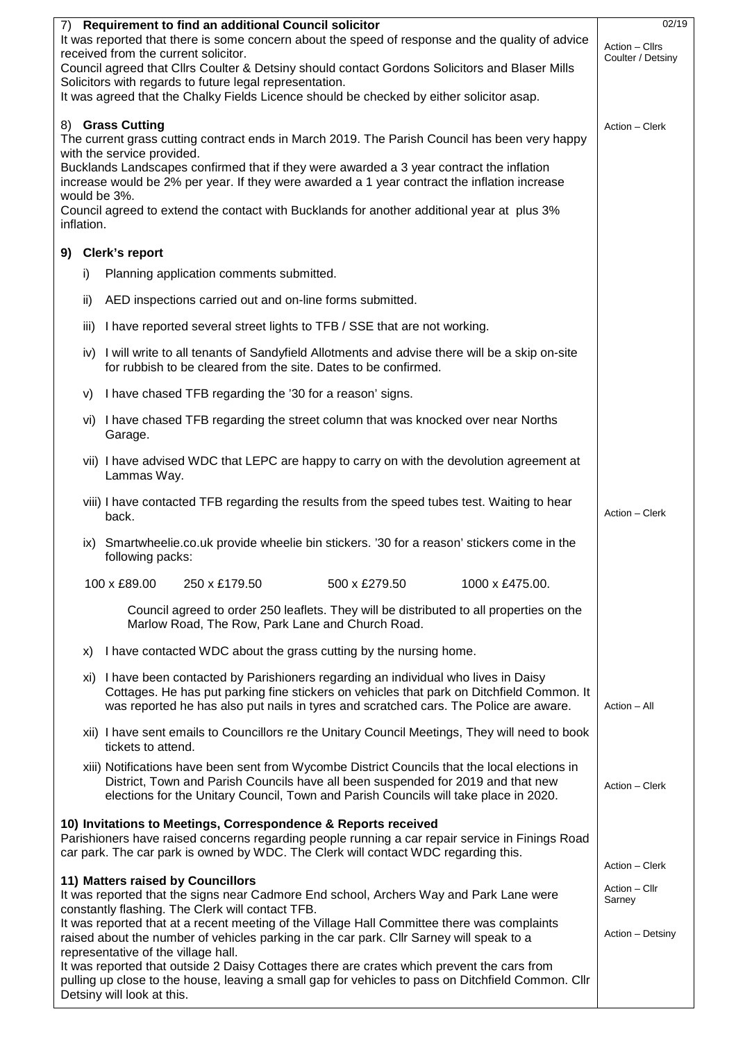**7) Requirement to find an additional Council solicitor**

It was reported that there is some concern about the speed of response and the quality of advice received from the current solicitor.

Council agreed that Cllrs Coulter & Detsiny should contact Gordons Solicitors and Blaser Mills Solicitors with regards to future legal representation.

It was agreed that the Chalky Fields Licence should be checked by either solicitor asap.

Action – Cllrs Coulter / Detsiny

**8) Grass Cutting**

The current grass cutting contract ends in March 2019. The Parish Council has been very happy with the service provided.

Bucklands Landscapes confirmed that if they were awarded a 3 year contract the inflation increase would be 2% per year. If they were awarded a 1 year contract the inflation increase would be 3%.

Council agreed to extend the contact with Bucklands for another additional year at plus 3% inflation.

Action – Clerk

**9) Clerk's report**

i) Planning application comments submitted.

ii) AED inspections carried out and on-line forms submitted.

iii) I have reported several street lights to TFB / SSE that are not working.

iv) I will write to all tenants of Sandyfield Allotments and advise there will be a skip on-site for rubbish to be cleared from the site. Dates to be confirmed.

v) I have chased TFB regarding the '30 for a reason' signs.

vi) I have chased TFB regarding the street column that was knocked over near Norths Garage.

vii) I have advised WDC that LEPC are happy to carry on with the devolution agreement at Lammas Way.

viii) I have contacted TFB regarding the results from the speed tubes test. Waiting to hear back.

Action – Clerk

ix) Smartwheelie.co.uk provide wheelie bin stickers. '30 for a reason' stickers come in the following packs:

100 x £89.00 | 250 x £179.50 | 500 x £279.50 | 1000 x £475.00.

Council agreed to order 250 leaflets. They will be distributed to all properties on the Marlow Road, The Row, Park Lane and Church Road.

x) I have contacted WDC about the grass cutting by the nursing home.

xi) I have been contacted by Parishioners regarding an individual who lives in Daisy Cottages. He has put parking fine stickers on vehicles that park on Ditchfield Common. It was reported he has also put nails in tyres and scratched cars. The Police are aware.

Action – All

xii) I have sent emails to Councillors re the Unitary Council Meetings, They will need to book tickets to attend.

xiii) Notifications have been sent from Wycombe District Councils that the local elections in District, Town and Parish Councils have all been suspended for 2019 and that new elections for the Unitary Council, Town and Parish Councils will take place in 2020.

Action – Clerk

**10) Invitations to Meetings, Correspondence & Reports received**

Parishioners have raised concerns regarding people running a car repair service in Finings Road car park. The car park is owned by WDC. The Clerk will contact WDC regarding this.

Action – Clerk

**11) Matters raised by Councillors**

It was reported that the signs near Cadmore End school, Archers Way and Park Lane were constantly flashing. The Clerk will contact TFB.

Action – Cllr Sarney

It was reported that at a recent meeting of the Village Hall Committee there was complaints raised about the number of vehicles parking in the car park. Cllr Sarney will speak to a representative of the village hall.

Action – Detsiny

It was reported that outside 2 Daisy Cottages there are crates which prevent the cars from pulling up close to the house, leaving a small gap for vehicles to pass on Ditchfield Common. Cllr Detsiny will look at this.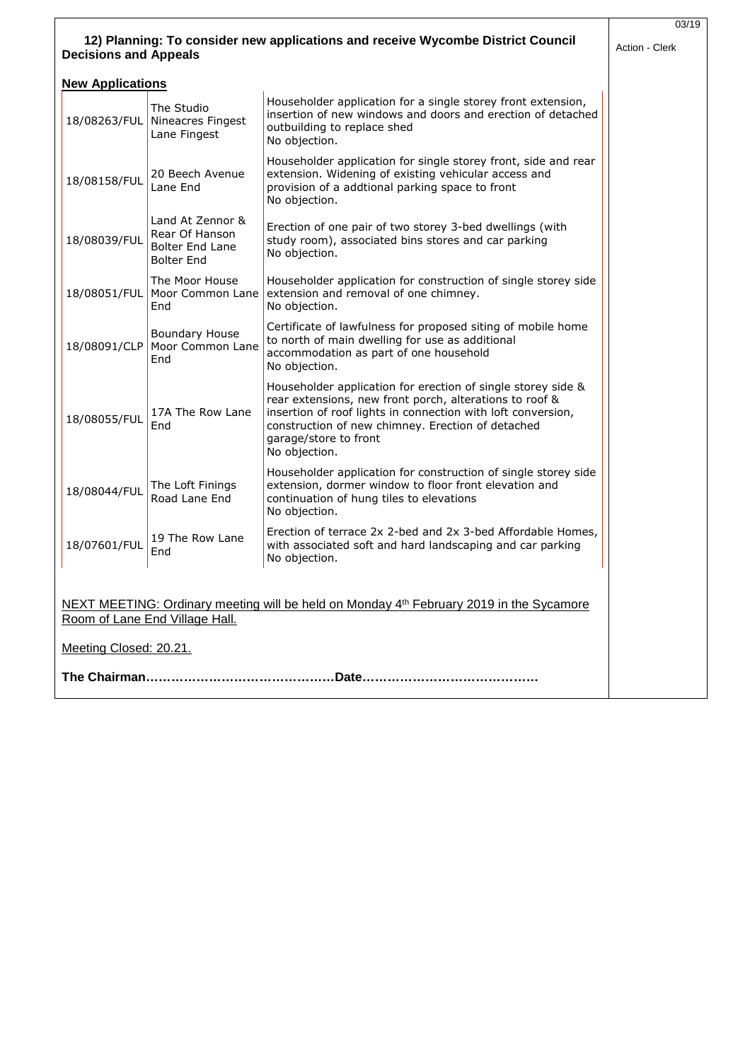**12) Planning: To consider new applications and receive Wycombe District Council Decisions and Appeals**

Action - Clerk

**New Applications**

| | | |
|---|---|---|
| 18/08263/FUL | The Studio Nineacres Fingest Lane Fingest | Householder application for a single storey front extension, insertion of new windows and doors and erection of detached outbuilding to replace shed<br>No objection. |
| 18/08158/FUL | 20 Beech Avenue Lane End | Householder application for single storey front, side and rear extension. Widening of existing vehicular access and provision of a addtional parking space to front<br>No objection. |
| 18/08039/FUL | Land At Zennor & Rear Of Hanson Bolter End Lane Bolter End | Erection of one pair of two storey 3-bed dwellings (with study room), associated bins stores and car parking<br>No objection. |
| 18/08051/FUL | The Moor House Moor Common Lane End | Householder application for construction of single storey side extension and removal of one chimney.<br>No objection. |
| 18/08091/CLP | Boundary House Moor Common Lane End | Certificate of lawfulness for proposed siting of mobile home to north of main dwelling for use as additional accommodation as part of one household<br>No objection. |
| 18/08055/FUL | 17A The Row Lane End | Householder application for erection of single storey side & rear extensions, new front porch, alterations to roof & insertion of roof lights in connection with loft conversion, construction of new chimney. Erection of detached garage/store to front<br>No objection. |
| 18/08044/FUL | The Loft Finings Road Lane End | Householder application for construction of single storey side extension, dormer window to floor front elevation and continuation of hung tiles to elevations<br>No objection. |
| 18/07601/FUL | 19 The Row Lane End | Erection of terrace 2x 2-bed and 2x 3-bed Affordable Homes, with associated soft and hard landscaping and car parking<br>No objection. |

NEXT MEETING: Ordinary meeting will be held on Monday 4th February 2019 in the Sycamore Room of Lane End Village Hall.

Meeting Closed: 20.21.

**The Chairman……………………………………Date……………………………………**